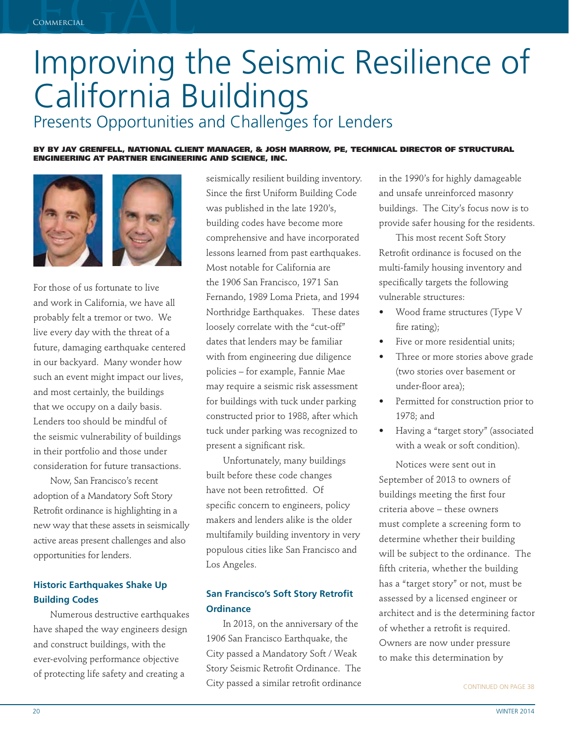# Improving the Seismic Resilience of California Buildings

## Presents Opportunities and Challenges for Lenders

**BY BY JAY GRENFELL, NATIONAL CLIENT MANAGER, & JOSH MARROW, PE, TECHNICAL DIRECTOR OF STRUCTURAL ENGINEERING AT PARTNER ENGINEERING AND SCIENCE, INC.**

For those of us fortunate to live and work in California, we have all probably felt a tremor or two. We live every day with the threat of a future, damaging earthquake centered in our backyard. Many wonder how such an event might impact our lives, and most certainly, the buildings that we occupy on a daily basis. Lenders too should be mindful of the seismic vulnerability of buildings in their portfolio and those under consideration for future transactions.

Now, San Francisco's recent adoption of a Mandatory Soft Story Retrofit ordinance is highlighting in a new way that these assets in seismically active areas present challenges and also opportunities for lenders.

### Historic Earthquakes Shake Up Building Codes

Numerous destructive earthquakes have shaped the way engineers design and construct buildings, with the ever-evolving performance objective of protecting life safety and creating a seismically resilient building inventory. Since the first Uniform Building Code was published in the late 1920's, building codes have become more comprehensive and have incorporated lessons learned from past earthquakes. Most notable for California are the 1906 San Francisco, 1971 San Fernando, 1989 Loma Prieta, and 1994 Northridge Earthquakes. These dates loosely correlate with the "cut-off" dates that lenders may be familiar with from engineering due diligence policies – for example, Fannie Mae may require a seismic risk assessment for buildings with tuck under parking constructed prior to 1988, after which tuck under parking was recognized to present a significant risk.

Unfortunately, many buildings built before these code changes have not been retrofitted. Of specific concern to engineers, policy makers and lenders alike is the older multifamily building inventory in very populous cities like San Francisco and Los Angeles.

### San Francisco's Soft Story Retrofit Ordinance

In 2013, on the anniversary of the 1906 San Francisco Earthquake, the City passed a Mandatory Soft / Weak Story Seismic Retrofit Ordinance. The City passed a similar retrofit ordinance in the 1990's for highly damageable and unsafe unreinforced masonry buildings. The City's focus now is to provide safer housing for the residents.

This most recent Soft Story Retrofit ordinance is focused on the multi-family housing inventory and specifically targets the following vulnerable structures:

- Wood frame structures (Type V fire rating);
- Five or more residential units;
- Three or more stories above grade (two stories over basement or under-floor area);
- Permitted for construction prior to 1978; and
- Having a "target story" (associated with a weak or soft condition).

Notices were sent out in September of 2013 to owners of buildings meeting the first four criteria above – these owners must complete a screening form to determine whether their building will be subject to the ordinance. The fifth criteria, whether the building has a "target story" or not, must be assessed by a licensed engineer or architect and is the determining factor of whether a retrofit is required. Owners are now under pressure to make this determination by

CONTINUED ON PAGE 38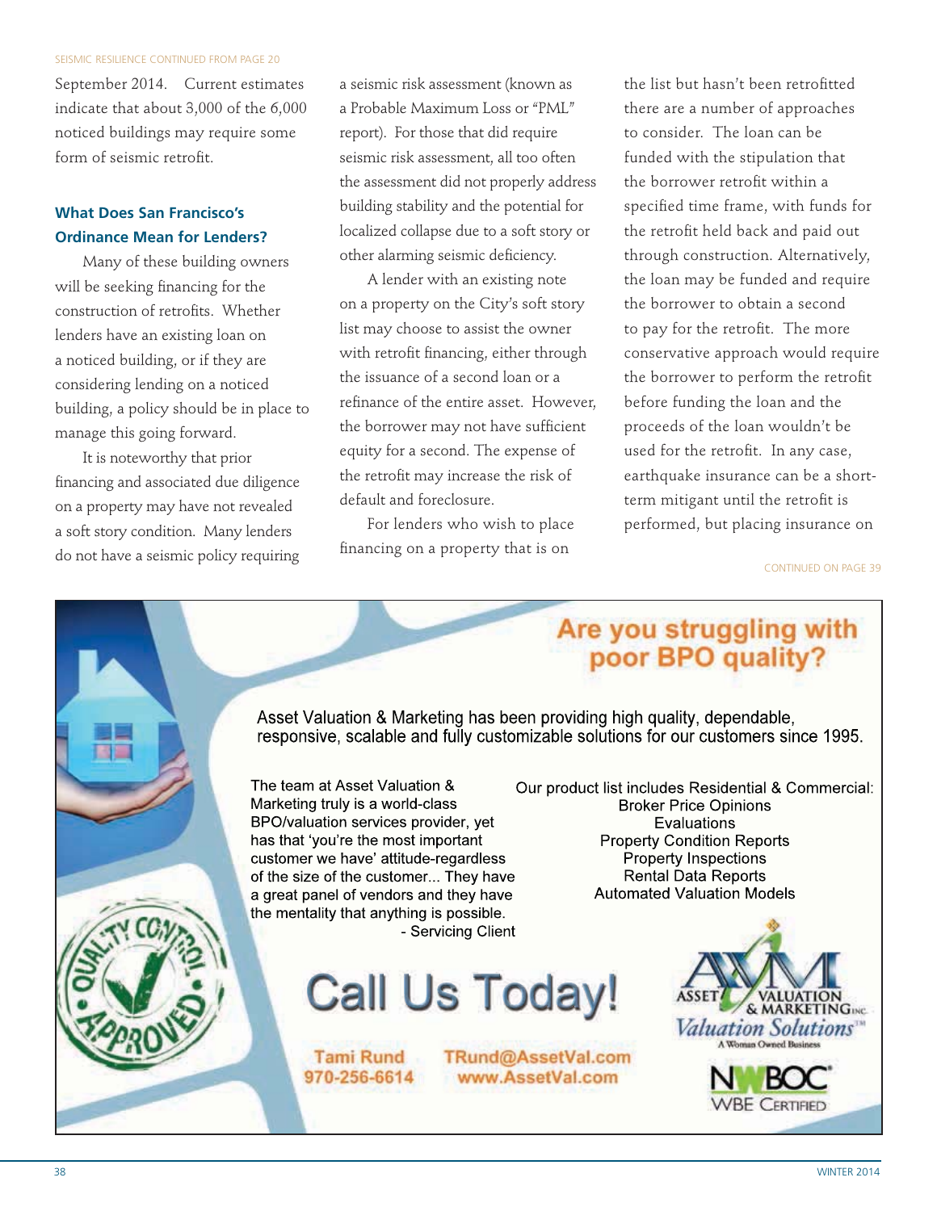SEISMIC RESILIENCE CONTINUED FROM PAGE 20

September 2014. Current estimates indicate that about 3,000 of the 6,000 noticed buildings may require some form of seismic retrofit.

### What Does San Francisco's Ordinance Mean for Lenders?

Many of these building owners will be seeking financing for the construction of retrofits. Whether lenders have an existing loan on a noticed building, or if they are considering lending on a noticed building, a policy should be in place to manage this going forward.

It is noteworthy that prior financing and associated due diligence on a property may have not revealed a soft story condition. Many lenders do not have a seismic policy requiring a seismic risk assessment (known as a Probable Maximum Loss or "PML" report). For those that did require seismic risk assessment, all too often the assessment did not properly address building stability and the potential for localized collapse due to a soft story or other alarming seismic deficiency.

A lender with an existing note on a property on the City's soft story list may choose to assist the owner with retrofit financing, either through the issuance of a second loan or a refinance of the entire asset. However, the borrower may not have sufficient equity for a second. The expense of the retrofit may increase the risk of default and foreclosure.

For lenders who wish to place financing on a property that is on the list but hasn't been retrofitted there are a number of approaches to consider. The loan can be funded with the stipulation that the borrower retrofit within a specified time frame, with funds for the retrofit held back and paid out through construction. Alternatively, the loan may be funded and require the borrower to obtain a second to pay for the retrofit. The more conservative approach would require the borrower to perform the retrofit before funding the loan and the proceeds of the loan wouldn't be used for the retrofit. In any case, earthquake insurance can be a short-term mitigant until the retrofit is performed, but placing insurance on

CONTINUED ON PAGE 39

## Are you struggling with poor BPO quality?

Asset Valuation & Marketing has been providing high quality, dependable, responsive, scalable and fully customizable solutions for our customers since 1995.

The team at Asset Valuation & Marketing truly is a world-class BPO/valuation services provider, yet has that 'you're the most important customer we have' attitude-regardless of the size of the customer... They have a great panel of vendors and they have the mentality that anything is possible.
- Servicing Client

Our product list includes Residential & Commercial:
Broker Price Opinions
Evaluations
Property Condition Reports
Property Inspections
Rental Data Reports
Automated Valuation Models

QUALITY CONTROL APPROVED

**Call Us Today!**

Tami Rund
970-256-6614

TRund@AssetVal.com
www.AssetVal.com

AVM Asset Valuation & Marketing Inc.
Valuation Solutions™
A Woman Owned Business

NWBOC WBE Certified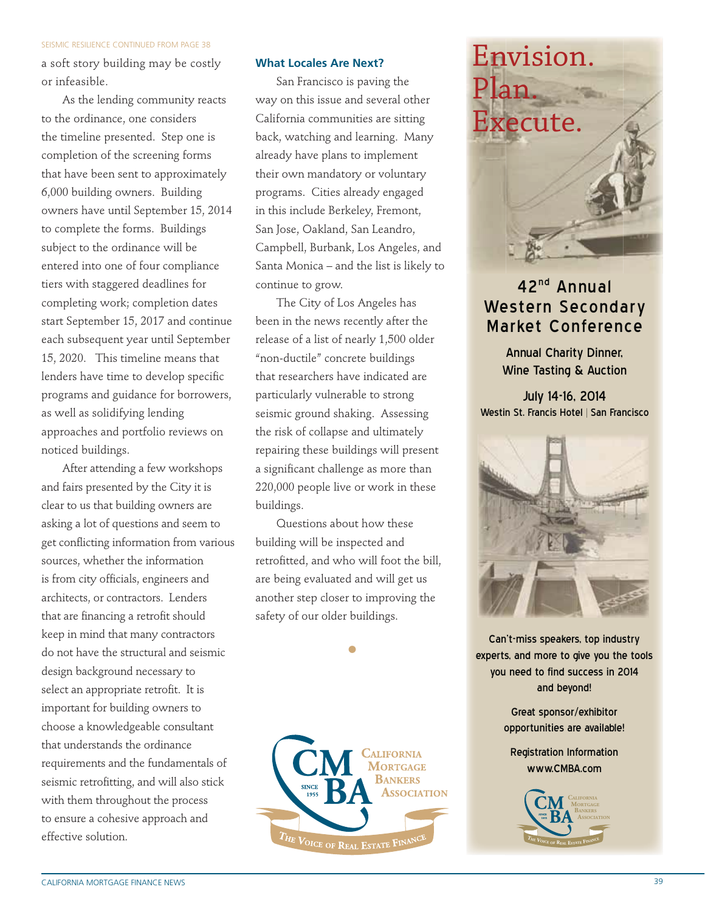a soft story building may be costly or infeasible.

As the lending community reacts to the ordinance, one considers the timeline presented. Step one is completion of the screening forms that have been sent to approximately 6,000 building owners. Building owners have until September 15, 2014 to complete the forms. Buildings subject to the ordinance will be entered into one of four compliance tiers with staggered deadlines for completing work; completion dates start September 15, 2017 and continue each subsequent year until September 15, 2020. This timeline means that lenders have time to develop specific programs and guidance for borrowers, as well as solidifying lending approaches and portfolio reviews on noticed buildings.

After attending a few workshops and fairs presented by the City it is clear to us that building owners are asking a lot of questions and seem to get conflicting information from various sources, whether the information is from city officials, engineers and architects, or contractors. Lenders that are financing a retrofit should keep in mind that many contractors do not have the structural and seismic design background necessary to select an appropriate retrofit. It is important for building owners to choose a knowledgeable consultant that understands the ordinance requirements and the fundamentals of seismic retrofitting, and will also stick with them throughout the process to ensure a cohesive approach and effective solution.

### What Locales Are Next?

San Francisco is paving the way on this issue and several other California communities are sitting back, watching and learning. Many already have plans to implement their own mandatory or voluntary programs. Cities already engaged in this include Berkeley, Fremont, San Jose, Oakland, San Leandro, Campbell, Burbank, Los Angeles, and Santa Monica – and the list is likely to continue to grow.

The City of Los Angeles has been in the news recently after the release of a list of nearly 1,500 older "non-ductile" concrete buildings that researchers have indicated are particularly vulnerable to strong seismic ground shaking. Assessing the risk of collapse and ultimately repairing these buildings will present a significant challenge as more than 220,000 people live or work in these buildings.

Questions about how these building will be inspected and retrofitted, and who will foot the bill, are being evaluated and will get us another step closer to improving the safety of our older buildings.

CMBA California Mortgage Bankers Association Since 1955
The Voice of Real Estate Finance

Envision.
Plan.
Execute.

## 42nd Annual Western Secondary Market Conference

Annual Charity Dinner, Wine Tasting & Auction

July 14-16, 2014
Westin St. Francis Hotel | San Francisco

Can't-miss speakers, top industry experts, and more to give you the tools you need to find success in 2014 and beyond!

Great sponsor/exhibitor opportunities are available!

Registration Information
www.CMBA.com

CMBA California Mortgage Bankers Association Since 1955
The Voice of Real Estate Finance